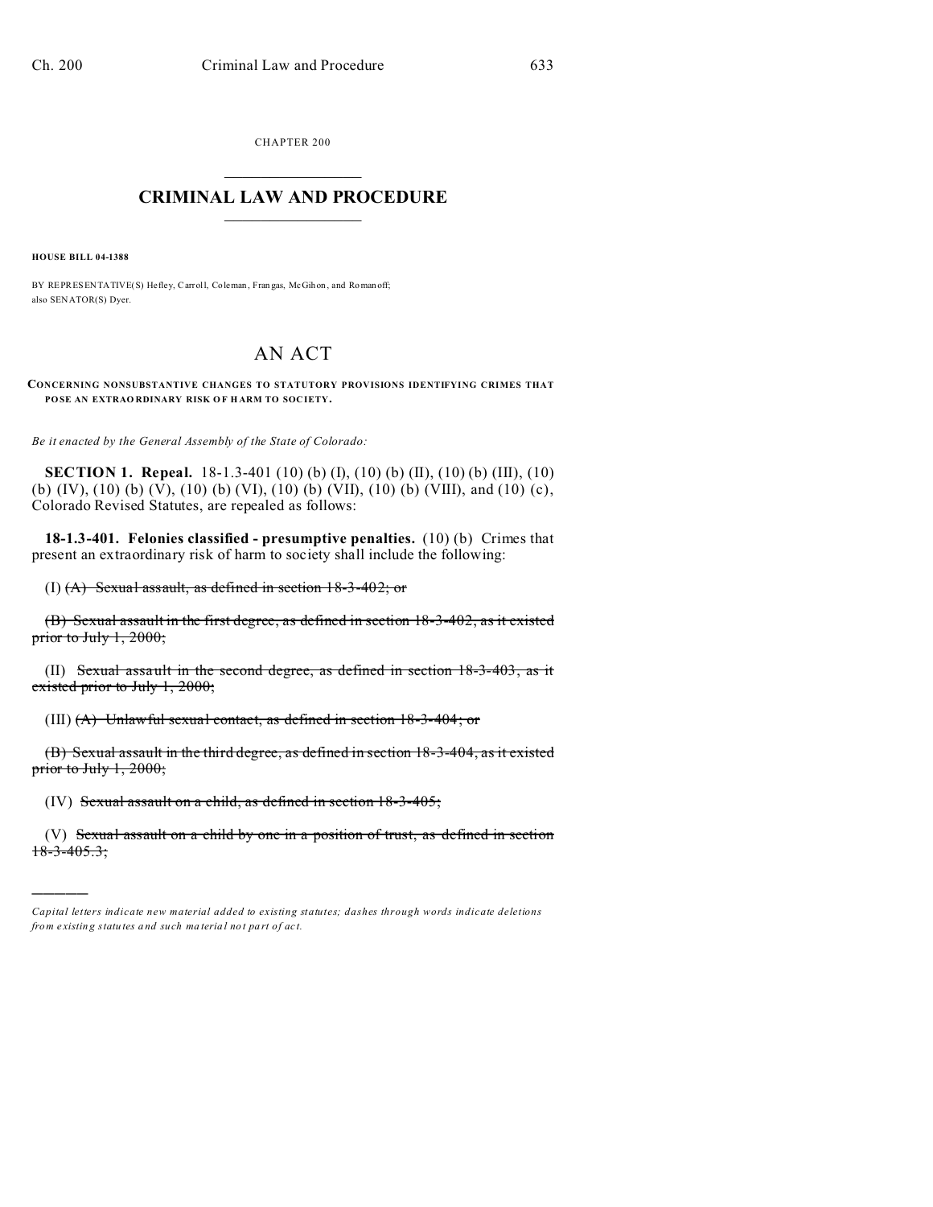CHAPTER 200

# CRIMINAL LAW AND PROCEDURE

**HOUSE BILL 04-1388**

BY REPRESENTATIVE(S) Hefley, Carroll, Coleman, Frangas, McGihon, and Romanoff;
also SENATOR(S) Dyer.

# AN ACT

**CONCERNING NONSUBSTANTIVE CHANGES TO STATUTORY PROVISIONS IDENTIFYING CRIMES THAT POSE AN EXTRAORDINARY RISK OF HARM TO SOCIETY.**

*Be it enacted by the General Assembly of the State of Colorado:*

**SECTION 1. Repeal.** 18-1.3-401 (10) (b) (I), (10) (b) (II), (10) (b) (III), (10) (b) (IV), (10) (b) (V), (10) (b) (VI), (10) (b) (VII), (10) (b) (VIII), and (10) (c), Colorado Revised Statutes, are repealed as follows:

**18-1.3-401. Felonies classified - presumptive penalties.** (10) (b) Crimes that present an extraordinary risk of harm to society shall include the following:

(I) ~~(A) Sexual assault, as defined in section 18-3-402; or~~

~~(B) Sexual assault in the first degree, as defined in section 18-3-402, as it existed prior to July 1, 2000;~~

(II) ~~Sexual assault in the second degree, as defined in section 18-3-403, as it existed prior to July 1, 2000;~~

(III) ~~(A) Unlawful sexual contact, as defined in section 18-3-404; or~~

~~(B) Sexual assault in the third degree, as defined in section 18-3-404, as it existed prior to July 1, 2000;~~

(IV) ~~Sexual assault on a child, as defined in section 18-3-405;~~

(V) ~~Sexual assault on a child by one in a position of trust, as defined in section 18-3-405.3;~~

---

*Capital letters indicate new material added to existing statutes; dashes through words indicate deletions from existing statutes and such material not part of act.*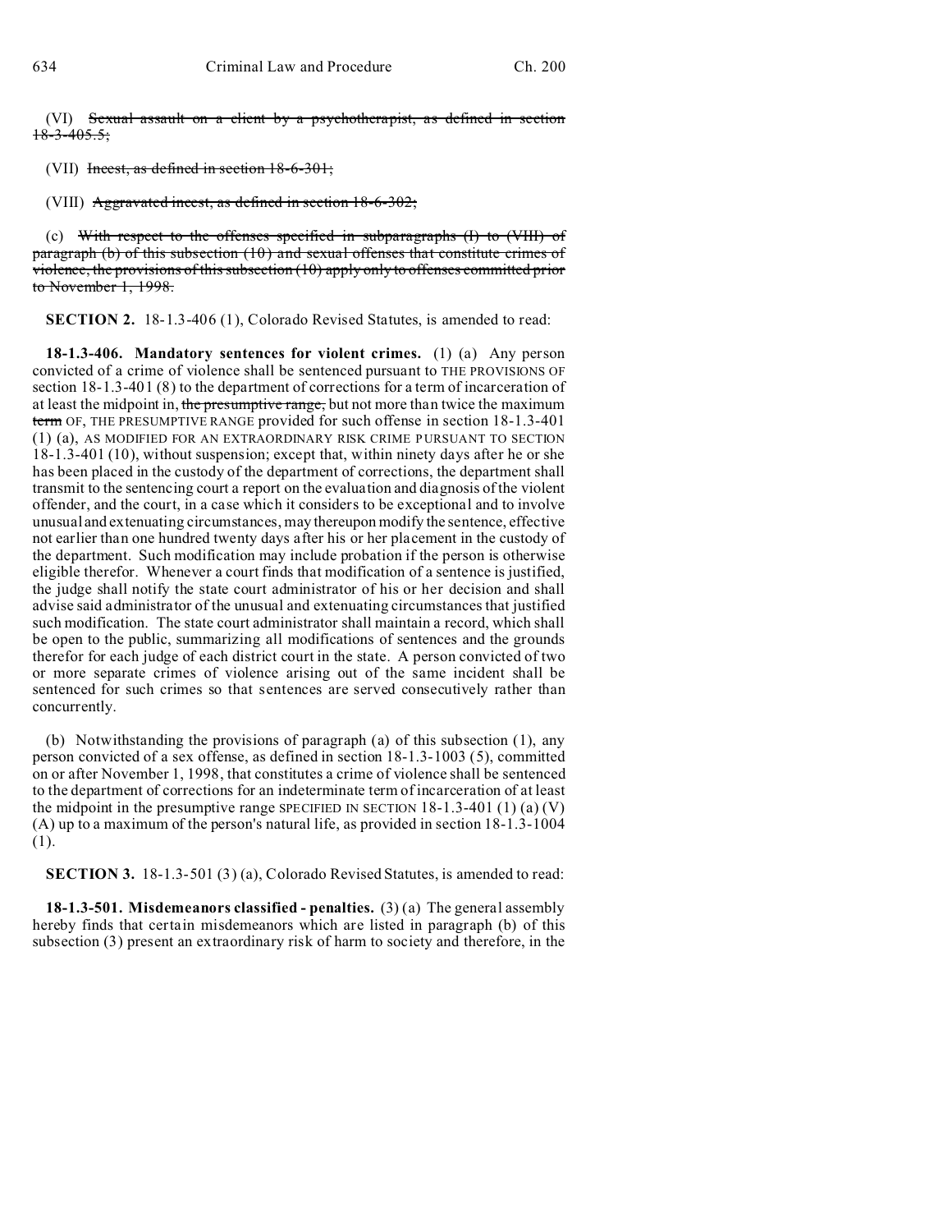(VI) ~~Sexual assault on a client by a psychotherapist, as defined in section 18-3-405.5;~~

(VII) ~~Incest, as defined in section 18-6-301;~~

(VIII) ~~Aggravated incest, as defined in section 18-6-302;~~

(c) ~~With respect to the offenses specified in subparagraphs (I) to (VIII) of paragraph (b) of this subsection (10) and sexual offenses that constitute crimes of violence, the provisions of this subsection (10) apply only to offenses committed prior to November 1, 1998.~~

**SECTION 2.** 18-1.3-406 (1), Colorado Revised Statutes, is amended to read:

**18-1.3-406. Mandatory sentences for violent crimes.** (1) (a) Any person convicted of a crime of violence shall be sentenced pursuant to THE PROVISIONS OF section 18-1.3-401 (8) to the department of corrections for a term of incarceration of at least the midpoint in, ~~the presumptive range,~~ but not more than twice the maximum ~~term~~ OF, THE PRESUMPTIVE RANGE provided for such offense in section 18-1.3-401 (1) (a), AS MODIFIED FOR AN EXTRAORDINARY RISK CRIME PURSUANT TO SECTION 18-1.3-401 (10), without suspension; except that, within ninety days after he or she has been placed in the custody of the department of corrections, the department shall transmit to the sentencing court a report on the evaluation and diagnosis of the violent offender, and the court, in a case which it considers to be exceptional and to involve unusual and extenuating circumstances, may thereupon modify the sentence, effective not earlier than one hundred twenty days after his or her placement in the custody of the department. Such modification may include probation if the person is otherwise eligible therefor. Whenever a court finds that modification of a sentence is justified, the judge shall notify the state court administrator of his or her decision and shall advise said administrator of the unusual and extenuating circumstances that justified such modification. The state court administrator shall maintain a record, which shall be open to the public, summarizing all modifications of sentences and the grounds therefor for each judge of each district court in the state. A person convicted of two or more separate crimes of violence arising out of the same incident shall be sentenced for such crimes so that sentences are served consecutively rather than concurrently.

(b) Notwithstanding the provisions of paragraph (a) of this subsection (1), any person convicted of a sex offense, as defined in section 18-1.3-1003 (5), committed on or after November 1, 1998, that constitutes a crime of violence shall be sentenced to the department of corrections for an indeterminate term of incarceration of at least the midpoint in the presumptive range SPECIFIED IN SECTION 18-1.3-401 (1) (a) (V) (A) up to a maximum of the person's natural life, as provided in section 18-1.3-1004 (1).

**SECTION 3.** 18-1.3-501 (3) (a), Colorado Revised Statutes, is amended to read:

**18-1.3-501. Misdemeanors classified - penalties.** (3) (a) The general assembly hereby finds that certain misdemeanors which are listed in paragraph (b) of this subsection (3) present an extraordinary risk of harm to society and therefore, in the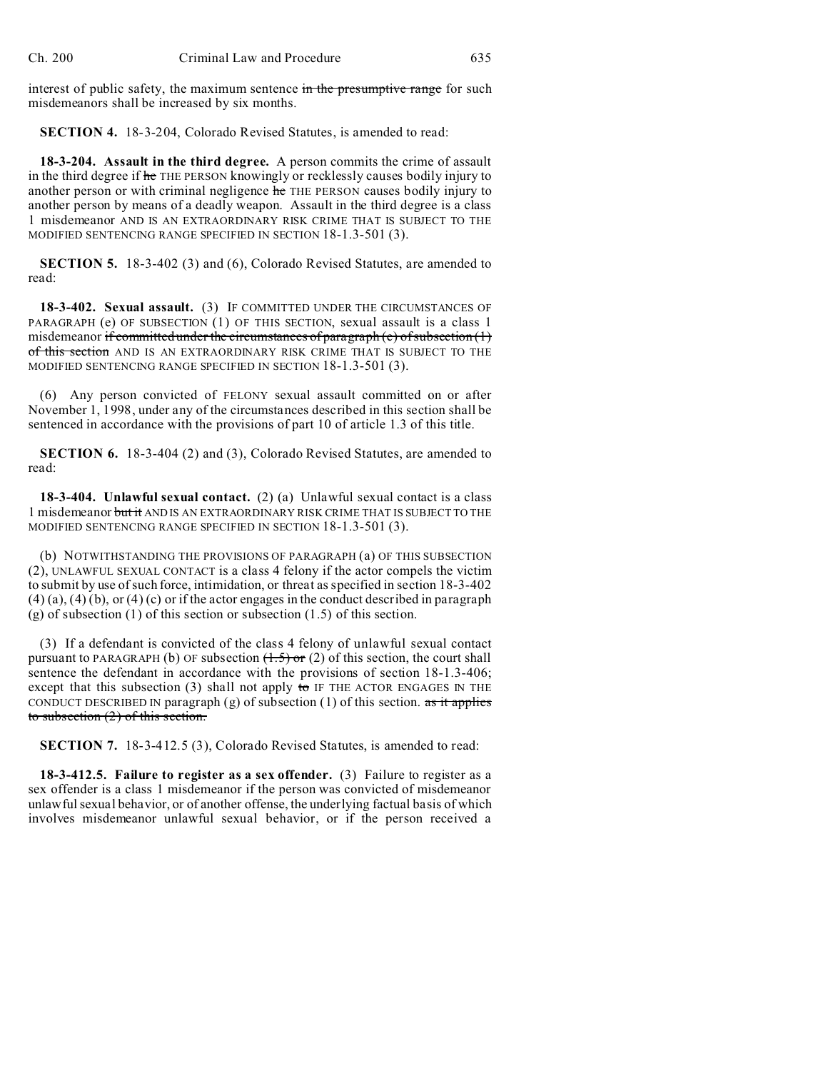interest of public safety, the maximum sentence ~~in the presumptive range~~ for such misdemeanors shall be increased by six months.

**SECTION 4.** 18-3-204, Colorado Revised Statutes, is amended to read:

**18-3-204. Assault in the third degree.** A person commits the crime of assault in the third degree if ~~he~~ THE PERSON knowingly or recklessly causes bodily injury to another person or with criminal negligence ~~he~~ THE PERSON causes bodily injury to another person by means of a deadly weapon. Assault in the third degree is a class 1 misdemeanor AND IS AN EXTRAORDINARY RISK CRIME THAT IS SUBJECT TO THE MODIFIED SENTENCING RANGE SPECIFIED IN SECTION 18-1.3-501 (3).

**SECTION 5.** 18-3-402 (3) and (6), Colorado Revised Statutes, are amended to read:

**18-3-402. Sexual assault.** (3) IF COMMITTED UNDER THE CIRCUMSTANCES OF PARAGRAPH (e) OF SUBSECTION (1) OF THIS SECTION, sexual assault is a class 1 misdemeanor ~~if committed under the circumstances of paragraph (e) of subsection (1) of this section~~ AND IS AN EXTRAORDINARY RISK CRIME THAT IS SUBJECT TO THE MODIFIED SENTENCING RANGE SPECIFIED IN SECTION 18-1.3-501 (3).

(6) Any person convicted of FELONY sexual assault committed on or after November 1, 1998, under any of the circumstances described in this section shall be sentenced in accordance with the provisions of part 10 of article 1.3 of this title.

**SECTION 6.** 18-3-404 (2) and (3), Colorado Revised Statutes, are amended to read:

**18-3-404. Unlawful sexual contact.** (2) (a) Unlawful sexual contact is a class 1 misdemeanor ~~but it~~ AND IS AN EXTRAORDINARY RISK CRIME THAT IS SUBJECT TO THE MODIFIED SENTENCING RANGE SPECIFIED IN SECTION 18-1.3-501 (3).

(b) NOTWITHSTANDING THE PROVISIONS OF PARAGRAPH (a) OF THIS SUBSECTION (2), UNLAWFUL SEXUAL CONTACT is a class 4 felony if the actor compels the victim to submit by use of such force, intimidation, or threat as specified in section 18-3-402 (4) (a), (4) (b), or (4) (c) or if the actor engages in the conduct described in paragraph (g) of subsection (1) of this section or subsection (1.5) of this section.

(3) If a defendant is convicted of the class 4 felony of unlawful sexual contact pursuant to PARAGRAPH (b) OF subsection ~~(1.5) or~~ (2) of this section, the court shall sentence the defendant in accordance with the provisions of section 18-1.3-406; except that this subsection (3) shall not apply ~~to~~ IF THE ACTOR ENGAGES IN THE CONDUCT DESCRIBED IN paragraph (g) of subsection (1) of this section. ~~as it applies to subsection (2) of this section.~~

**SECTION 7.** 18-3-412.5 (3), Colorado Revised Statutes, is amended to read:

**18-3-412.5. Failure to register as a sex offender.** (3) Failure to register as a sex offender is a class 1 misdemeanor if the person was convicted of misdemeanor unlawful sexual behavior, or of another offense, the underlying factual basis of which involves misdemeanor unlawful sexual behavior, or if the person received a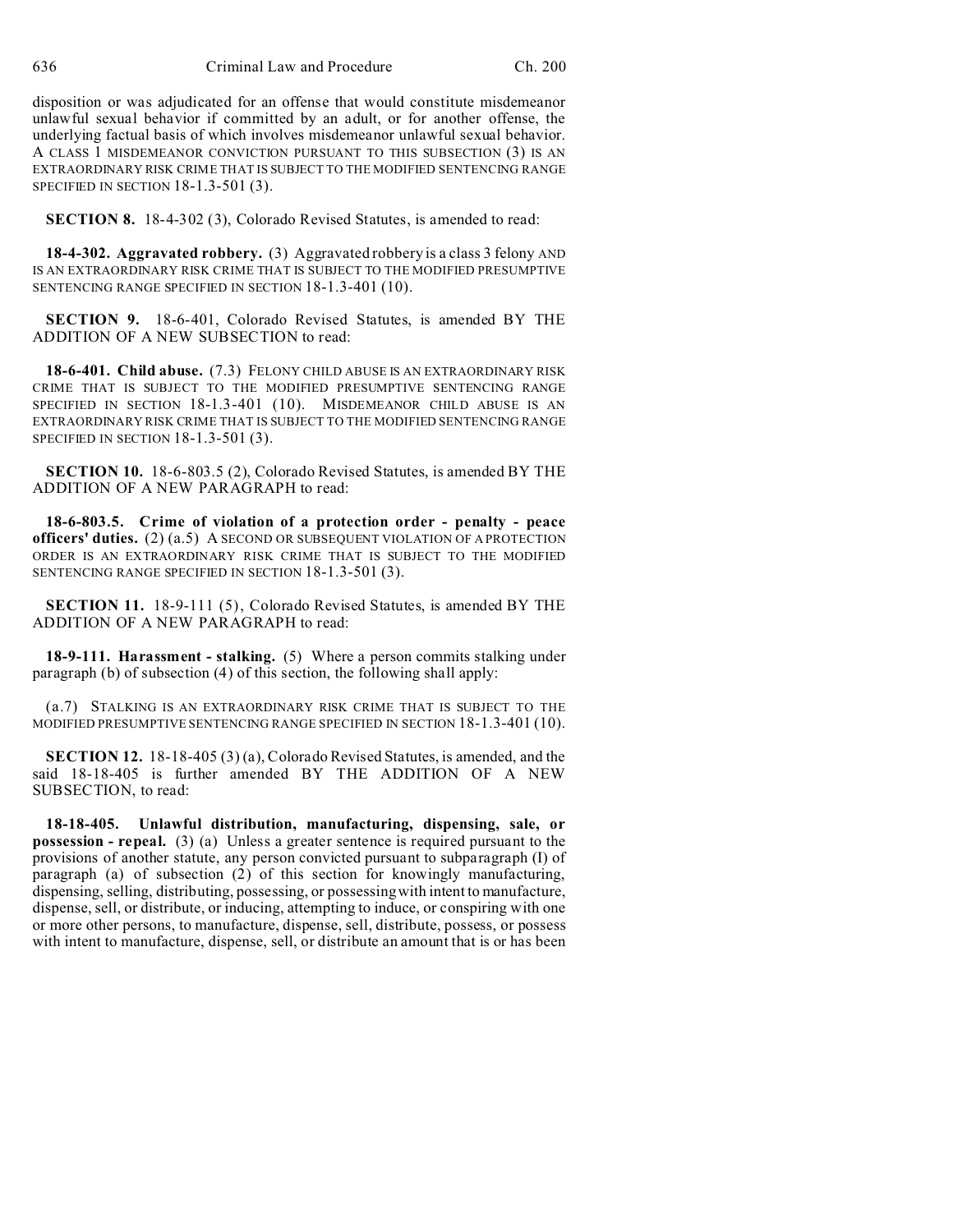disposition or was adjudicated for an offense that would constitute misdemeanor unlawful sexual behavior if committed by an adult, or for another offense, the underlying factual basis of which involves misdemeanor unlawful sexual behavior. A CLASS 1 MISDEMEANOR CONVICTION PURSUANT TO THIS SUBSECTION (3) IS AN EXTRAORDINARY RISK CRIME THAT IS SUBJECT TO THE MODIFIED SENTENCING RANGE SPECIFIED IN SECTION 18-1.3-501 (3).

**SECTION 8.** 18-4-302 (3), Colorado Revised Statutes, is amended to read:

**18-4-302. Aggravated robbery.** (3) Aggravated robbery is a class 3 felony AND IS AN EXTRAORDINARY RISK CRIME THAT IS SUBJECT TO THE MODIFIED PRESUMPTIVE SENTENCING RANGE SPECIFIED IN SECTION 18-1.3-401 (10).

**SECTION 9.** 18-6-401, Colorado Revised Statutes, is amended BY THE ADDITION OF A NEW SUBSECTION to read:

**18-6-401. Child abuse.** (7.3) FELONY CHILD ABUSE IS AN EXTRAORDINARY RISK CRIME THAT IS SUBJECT TO THE MODIFIED PRESUMPTIVE SENTENCING RANGE SPECIFIED IN SECTION 18-1.3-401 (10). MISDEMEANOR CHILD ABUSE IS AN EXTRAORDINARY RISK CRIME THAT IS SUBJECT TO THE MODIFIED SENTENCING RANGE SPECIFIED IN SECTION 18-1.3-501 (3).

**SECTION 10.** 18-6-803.5 (2), Colorado Revised Statutes, is amended BY THE ADDITION OF A NEW PARAGRAPH to read:

**18-6-803.5. Crime of violation of a protection order - penalty - peace officers' duties.** (2) (a.5) A SECOND OR SUBSEQUENT VIOLATION OF A PROTECTION ORDER IS AN EXTRAORDINARY RISK CRIME THAT IS SUBJECT TO THE MODIFIED SENTENCING RANGE SPECIFIED IN SECTION 18-1.3-501 (3).

**SECTION 11.** 18-9-111 (5), Colorado Revised Statutes, is amended BY THE ADDITION OF A NEW PARAGRAPH to read:

**18-9-111. Harassment - stalking.** (5) Where a person commits stalking under paragraph (b) of subsection (4) of this section, the following shall apply:

(a.7) STALKING IS AN EXTRAORDINARY RISK CRIME THAT IS SUBJECT TO THE MODIFIED PRESUMPTIVE SENTENCING RANGE SPECIFIED IN SECTION 18-1.3-401 (10).

**SECTION 12.** 18-18-405 (3) (a), Colorado Revised Statutes, is amended, and the said 18-18-405 is further amended BY THE ADDITION OF A NEW SUBSECTION, to read:

**18-18-405. Unlawful distribution, manufacturing, dispensing, sale, or possession - repeal.** (3) (a) Unless a greater sentence is required pursuant to the provisions of another statute, any person convicted pursuant to subparagraph (I) of paragraph (a) of subsection (2) of this section for knowingly manufacturing, dispensing, selling, distributing, possessing, or possessing with intent to manufacture, dispense, sell, or distribute, or inducing, attempting to induce, or conspiring with one or more other persons, to manufacture, dispense, sell, distribute, possess, or possess with intent to manufacture, dispense, sell, or distribute an amount that is or has been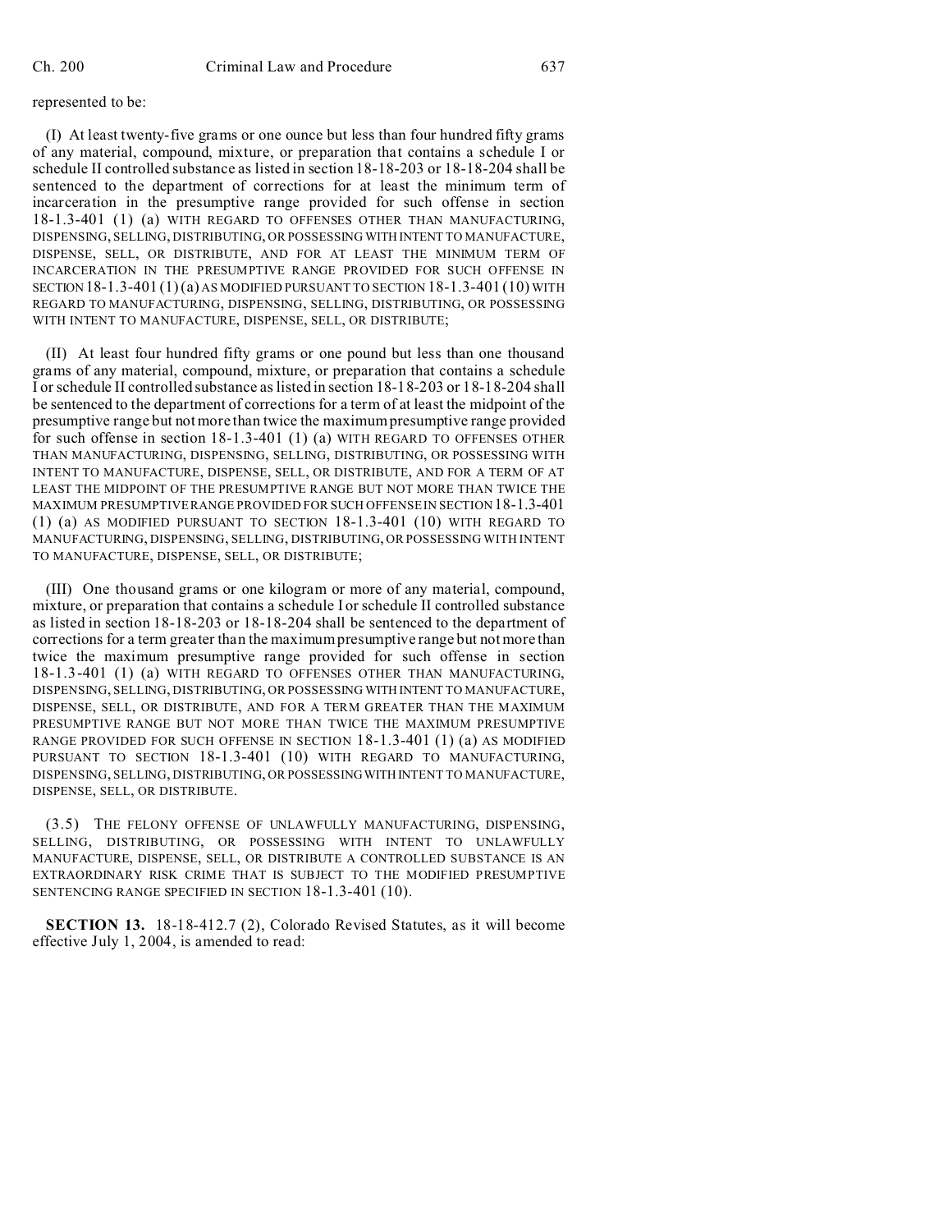represented to be:

(I) At least twenty-five grams or one ounce but less than four hundred fifty grams of any material, compound, mixture, or preparation that contains a schedule I or schedule II controlled substance as listed in section 18-18-203 or 18-18-204 shall be sentenced to the department of corrections for at least the minimum term of incarceration in the presumptive range provided for such offense in section 18-1.3-401 (1) (a) WITH REGARD TO OFFENSES OTHER THAN MANUFACTURING, DISPENSING, SELLING, DISTRIBUTING, OR POSSESSING WITH INTENT TO MANUFACTURE, DISPENSE, SELL, OR DISTRIBUTE, AND FOR AT LEAST THE MINIMUM TERM OF INCARCERATION IN THE PRESUMPTIVE RANGE PROVIDED FOR SUCH OFFENSE IN SECTION 18-1.3-401 (1) (a) AS MODIFIED PURSUANT TO SECTION 18-1.3-401 (10) WITH REGARD TO MANUFACTURING, DISPENSING, SELLING, DISTRIBUTING, OR POSSESSING WITH INTENT TO MANUFACTURE, DISPENSE, SELL, OR DISTRIBUTE;

(II) At least four hundred fifty grams or one pound but less than one thousand grams of any material, compound, mixture, or preparation that contains a schedule I or schedule II controlled substance as listed in section 18-18-203 or 18-18-204 shall be sentenced to the department of corrections for a term of at least the midpoint of the presumptive range but not more than twice the maximum presumptive range provided for such offense in section 18-1.3-401 (1) (a) WITH REGARD TO OFFENSES OTHER THAN MANUFACTURING, DISPENSING, SELLING, DISTRIBUTING, OR POSSESSING WITH INTENT TO MANUFACTURE, DISPENSE, SELL, OR DISTRIBUTE, AND FOR A TERM OF AT LEAST THE MIDPOINT OF THE PRESUMPTIVE RANGE BUT NOT MORE THAN TWICE THE MAXIMUM PRESUMPTIVE RANGE PROVIDED FOR SUCH OFFENSE IN SECTION 18-1.3-401 (1) (a) AS MODIFIED PURSUANT TO SECTION 18-1.3-401 (10) WITH REGARD TO MANUFACTURING, DISPENSING, SELLING, DISTRIBUTING, OR POSSESSING WITH INTENT TO MANUFACTURE, DISPENSE, SELL, OR DISTRIBUTE;

(III) One thousand grams or one kilogram or more of any material, compound, mixture, or preparation that contains a schedule I or schedule II controlled substance as listed in section 18-18-203 or 18-18-204 shall be sentenced to the department of corrections for a term greater than the maximum presumptive range but not more than twice the maximum presumptive range provided for such offense in section 18-1.3-401 (1) (a) WITH REGARD TO OFFENSES OTHER THAN MANUFACTURING, DISPENSING, SELLING, DISTRIBUTING, OR POSSESSING WITH INTENT TO MANUFACTURE, DISPENSE, SELL, OR DISTRIBUTE, AND FOR A TERM GREATER THAN THE MAXIMUM PRESUMPTIVE RANGE BUT NOT MORE THAN TWICE THE MAXIMUM PRESUMPTIVE RANGE PROVIDED FOR SUCH OFFENSE IN SECTION 18-1.3-401 (1) (a) AS MODIFIED PURSUANT TO SECTION 18-1.3-401 (10) WITH REGARD TO MANUFACTURING, DISPENSING, SELLING, DISTRIBUTING, OR POSSESSING WITH INTENT TO MANUFACTURE, DISPENSE, SELL, OR DISTRIBUTE.

(3.5) THE FELONY OFFENSE OF UNLAWFULLY MANUFACTURING, DISPENSING, SELLING, DISTRIBUTING, OR POSSESSING WITH INTENT TO UNLAWFULLY MANUFACTURE, DISPENSE, SELL, OR DISTRIBUTE A CONTROLLED SUBSTANCE IS AN EXTRAORDINARY RISK CRIME THAT IS SUBJECT TO THE MODIFIED PRESUMPTIVE SENTENCING RANGE SPECIFIED IN SECTION 18-1.3-401 (10).

**SECTION 13.** 18-18-412.7 (2), Colorado Revised Statutes, as it will become effective July 1, 2004, is amended to read: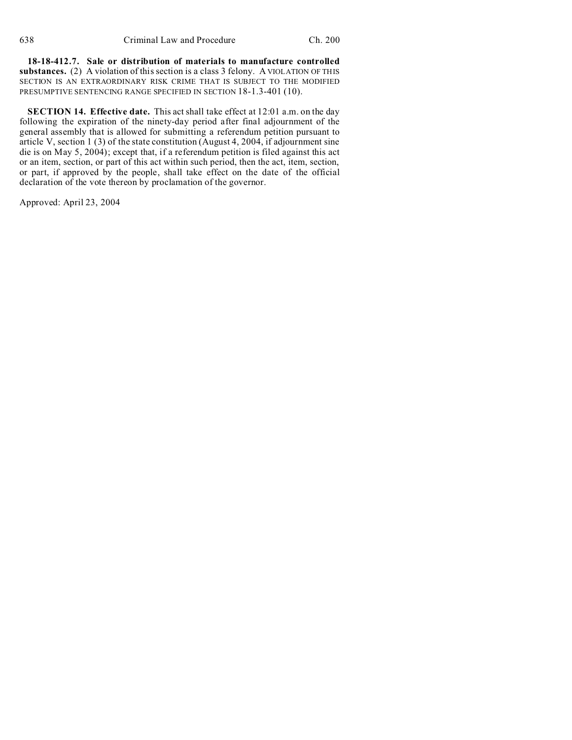**18-18-412.7. Sale or distribution of materials to manufacture controlled substances.** (2) A violation of this section is a class 3 felony. A VIOLATION OF THIS SECTION IS AN EXTRAORDINARY RISK CRIME THAT IS SUBJECT TO THE MODIFIED PRESUMPTIVE SENTENCING RANGE SPECIFIED IN SECTION 18-1.3-401 (10).

**SECTION 14. Effective date.** This act shall take effect at 12:01 a.m. on the day following the expiration of the ninety-day period after final adjournment of the general assembly that is allowed for submitting a referendum petition pursuant to article V, section 1 (3) of the state constitution (August 4, 2004, if adjournment sine die is on May 5, 2004); except that, if a referendum petition is filed against this act or an item, section, or part of this act within such period, then the act, item, section, or part, if approved by the people, shall take effect on the date of the official declaration of the vote thereon by proclamation of the governor.

Approved: April 23, 2004